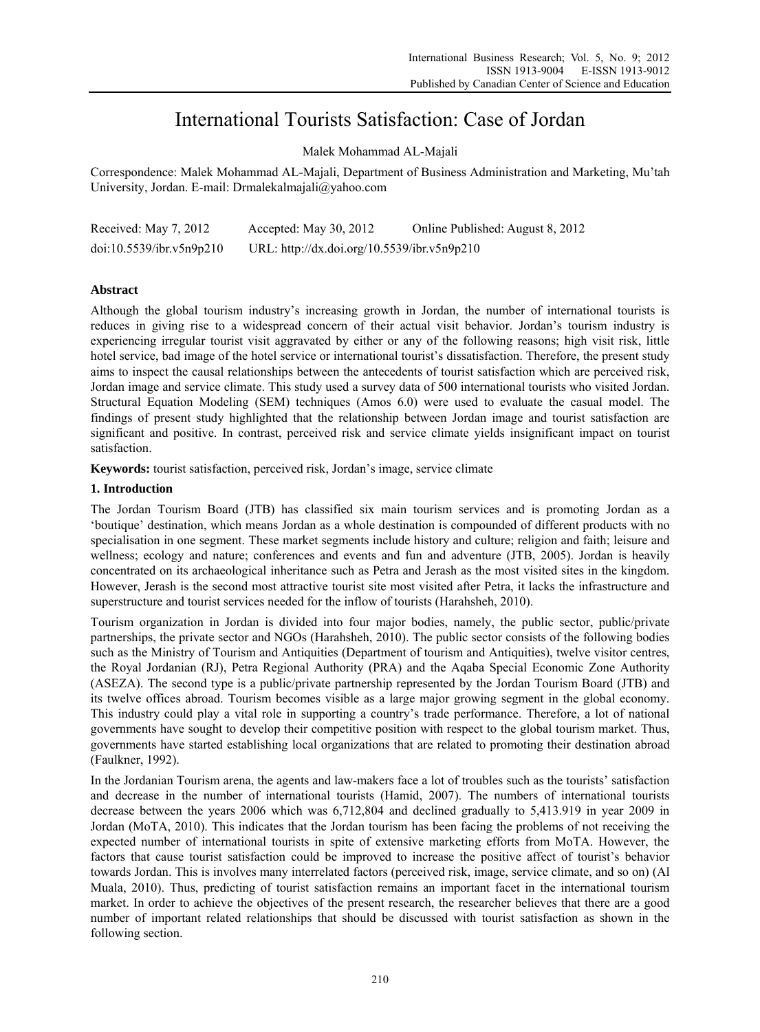# International Tourists Satisfaction: Case of Jordan

Malek Mohammad AL-Majali

Correspondence: Malek Mohammad AL-Majali, Department of Business Administration and Marketing, Mu'tah University, Jordan. E-mail: Drmalekalmajali@yahoo.com

Received: May 7, 2012 Accepted: May 30, 2012 Online Published: August 8, 2012

doi:10.5539/ibr.v5n9p210 URL: http://dx.doi.org/10.5539/ibr.v5n9p210

## Abstract

Although the global tourism industry's increasing growth in Jordan, the number of international tourists is reduces in giving rise to a widespread concern of their actual visit behavior. Jordan's tourism industry is experiencing irregular tourist visit aggravated by either or any of the following reasons; high visit risk, little hotel service, bad image of the hotel service or international tourist's dissatisfaction. Therefore, the present study aims to inspect the causal relationships between the antecedents of tourist satisfaction which are perceived risk, Jordan image and service climate. This study used a survey data of 500 international tourists who visited Jordan. Structural Equation Modeling (SEM) techniques (Amos 6.0) were used to evaluate the casual model. The findings of present study highlighted that the relationship between Jordan image and tourist satisfaction are significant and positive. In contrast, perceived risk and service climate yields insignificant impact on tourist satisfaction.

**Keywords:** tourist satisfaction, perceived risk, Jordan's image, service climate

## 1. Introduction

The Jordan Tourism Board (JTB) has classified six main tourism services and is promoting Jordan as a 'boutique' destination, which means Jordan as a whole destination is compounded of different products with no specialisation in one segment. These market segments include history and culture; religion and faith; leisure and wellness; ecology and nature; conferences and events and fun and adventure (JTB, 2005). Jordan is heavily concentrated on its archaeological inheritance such as Petra and Jerash as the most visited sites in the kingdom. However, Jerash is the second most attractive tourist site most visited after Petra, it lacks the infrastructure and superstructure and tourist services needed for the inflow of tourists (Harahsheh, 2010).

Tourism organization in Jordan is divided into four major bodies, namely, the public sector, public/private partnerships, the private sector and NGOs (Harahsheh, 2010). The public sector consists of the following bodies such as the Ministry of Tourism and Antiquities (Department of tourism and Antiquities), twelve visitor centres, the Royal Jordanian (RJ), Petra Regional Authority (PRA) and the Aqaba Special Economic Zone Authority (ASEZA). The second type is a public/private partnership represented by the Jordan Tourism Board (JTB) and its twelve offices abroad. Tourism becomes visible as a large major growing segment in the global economy. This industry could play a vital role in supporting a country's trade performance. Therefore, a lot of national governments have sought to develop their competitive position with respect to the global tourism market. Thus, governments have started establishing local organizations that are related to promoting their destination abroad (Faulkner, 1992).

In the Jordanian Tourism arena, the agents and law-makers face a lot of troubles such as the tourists' satisfaction and decrease in the number of international tourists (Hamid, 2007). The numbers of international tourists decrease between the years 2006 which was 6,712,804 and declined gradually to 5,413.919 in year 2009 in Jordan (MoTA, 2010). This indicates that the Jordan tourism has been facing the problems of not receiving the expected number of international tourists in spite of extensive marketing efforts from MoTA. However, the factors that cause tourist satisfaction could be improved to increase the positive affect of tourist's behavior towards Jordan. This is involves many interrelated factors (perceived risk, image, service climate, and so on) (Al Muala, 2010). Thus, predicting of tourist satisfaction remains an important facet in the international tourism market. In order to achieve the objectives of the present research, the researcher believes that there are a good number of important related relationships that should be discussed with tourist satisfaction as shown in the following section.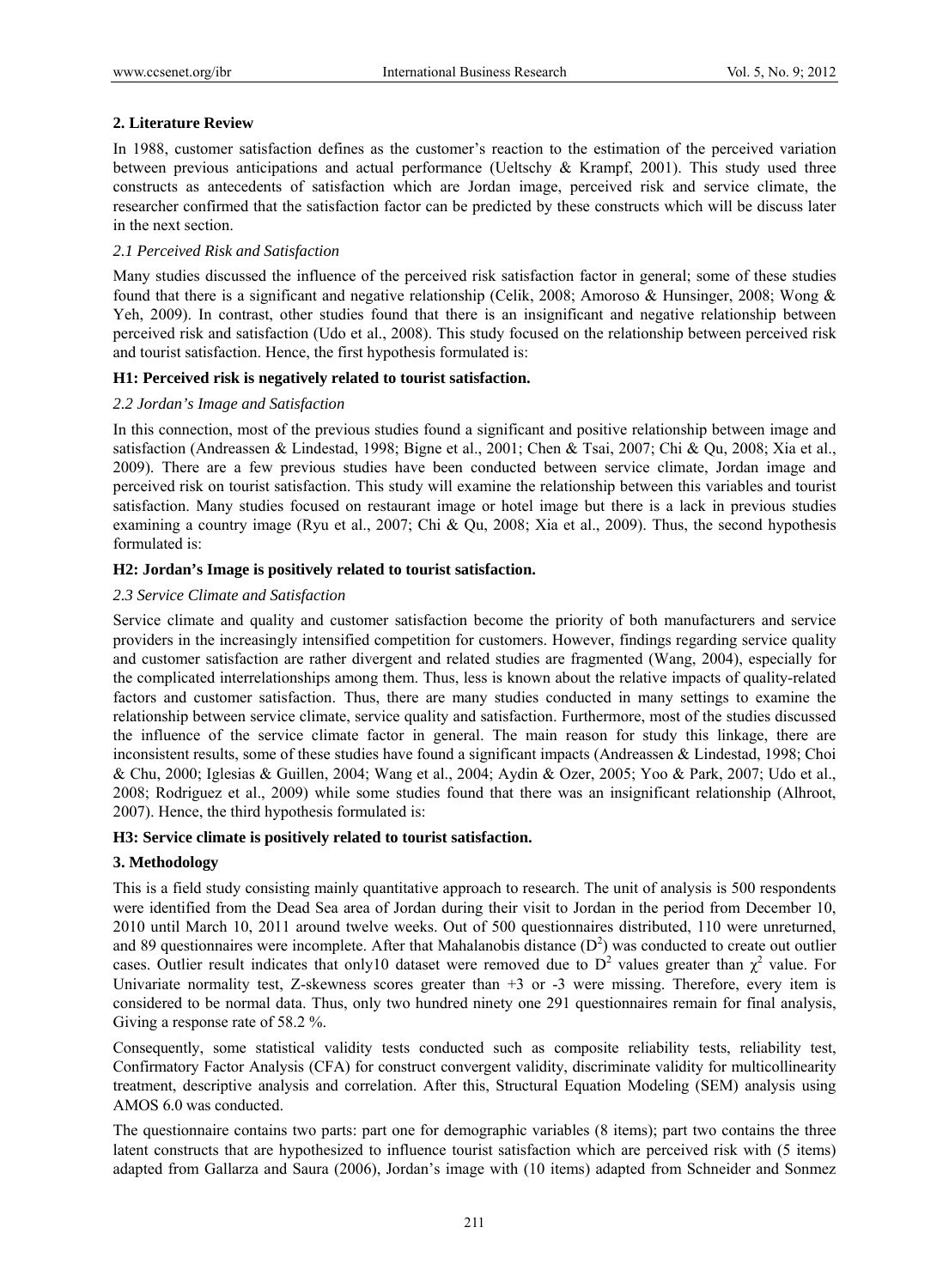## 2. Literature Review

In 1988, customer satisfaction defines as the customer's reaction to the estimation of the perceived variation between previous anticipations and actual performance (Ueltschy & Krampf, 2001). This study used three constructs as antecedents of satisfaction which are Jordan image, perceived risk and service climate, the researcher confirmed that the satisfaction factor can be predicted by these constructs which will be discuss later in the next section.

### *2.1 Perceived Risk and Satisfaction*

Many studies discussed the influence of the perceived risk satisfaction factor in general; some of these studies found that there is a significant and negative relationship (Celik, 2008; Amoroso & Hunsinger, 2008; Wong & Yeh, 2009). In contrast, other studies found that there is an insignificant and negative relationship between perceived risk and satisfaction (Udo et al., 2008). This study focused on the relationship between perceived risk and tourist satisfaction. Hence, the first hypothesis formulated is:

**H1: Perceived risk is negatively related to tourist satisfaction.**

### *2.2 Jordan's Image and Satisfaction*

In this connection, most of the previous studies found a significant and positive relationship between image and satisfaction (Andreassen & Lindestad, 1998; Bigne et al., 2001; Chen & Tsai, 2007; Chi & Qu, 2008; Xia et al., 2009). There are a few previous studies have been conducted between service climate, Jordan image and perceived risk on tourist satisfaction. This study will examine the relationship between this variables and tourist satisfaction. Many studies focused on restaurant image or hotel image but there is a lack in previous studies examining a country image (Ryu et al., 2007; Chi & Qu, 2008; Xia et al., 2009). Thus, the second hypothesis formulated is:

**H2: Jordan's Image is positively related to tourist satisfaction.**

### *2.3 Service Climate and Satisfaction*

Service climate and quality and customer satisfaction become the priority of both manufacturers and service providers in the increasingly intensified competition for customers. However, findings regarding service quality and customer satisfaction are rather divergent and related studies are fragmented (Wang, 2004), especially for the complicated interrelationships among them. Thus, less is known about the relative impacts of quality-related factors and customer satisfaction. Thus, there are many studies conducted in many settings to examine the relationship between service climate, service quality and satisfaction. Furthermore, most of the studies discussed the influence of the service climate factor in general. The main reason for study this linkage, there are inconsistent results, some of these studies have found a significant impacts (Andreassen & Lindestad, 1998; Choi & Chu, 2000; Iglesias & Guillen, 2004; Wang et al., 2004; Aydin & Ozer, 2005; Yoo & Park, 2007; Udo et al., 2008; Rodriguez et al., 2009) while some studies found that there was an insignificant relationship (Alhroot, 2007). Hence, the third hypothesis formulated is:

**H3: Service climate is positively related to tourist satisfaction.**

## 3. Methodology

This is a field study consisting mainly quantitative approach to research. The unit of analysis is 500 respondents were identified from the Dead Sea area of Jordan during their visit to Jordan in the period from December 10, 2010 until March 10, 2011 around twelve weeks. Out of 500 questionnaires distributed, 110 were unreturned, and 89 questionnaires were incomplete. After that Mahalanobis distance ($D^2$) was conducted to create out outlier cases. Outlier result indicates that only10 dataset were removed due to $D^2$ values greater than $\chi^2$ value. For Univariate normality test, Z-skewness scores greater than +3 or -3 were missing. Therefore, every item is considered to be normal data. Thus, only two hundred ninety one 291 questionnaires remain for final analysis, Giving a response rate of 58.2 %.

Consequently, some statistical validity tests conducted such as composite reliability tests, reliability test, Confirmatory Factor Analysis (CFA) for construct convergent validity, discriminate validity for multicollinearity treatment, descriptive analysis and correlation. After this, Structural Equation Modeling (SEM) analysis using AMOS 6.0 was conducted.

The questionnaire contains two parts: part one for demographic variables (8 items); part two contains the three latent constructs that are hypothesized to influence tourist satisfaction which are perceived risk with (5 items) adapted from Gallarza and Saura (2006), Jordan's image with (10 items) adapted from Schneider and Sonmez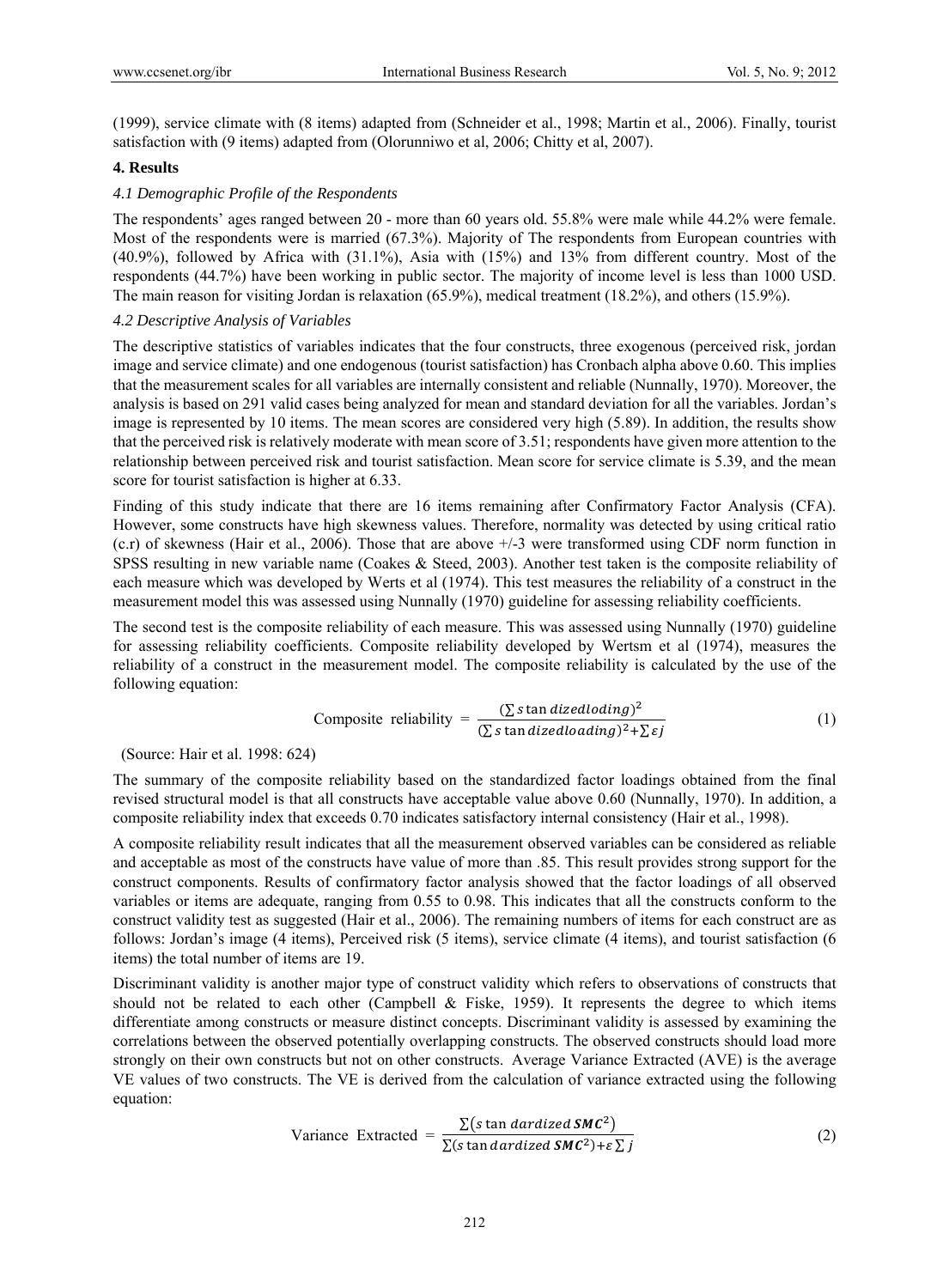(1999), service climate with (8 items) adapted from (Schneider et al., 1998; Martin et al., 2006). Finally, tourist satisfaction with (9 items) adapted from (Olorunniwo et al, 2006; Chitty et al, 2007).

## 4. Results

### *4.1 Demographic Profile of the Respondents*

The respondents' ages ranged between 20 - more than 60 years old. 55.8% were male while 44.2% were female. Most of the respondents were is married (67.3%). Majority of The respondents from European countries with (40.9%), followed by Africa with (31.1%), Asia with (15%) and 13% from different country. Most of the respondents (44.7%) have been working in public sector. The majority of income level is less than 1000 USD. The main reason for visiting Jordan is relaxation (65.9%), medical treatment (18.2%), and others (15.9%).

### *4.2 Descriptive Analysis of Variables*

The descriptive statistics of variables indicates that the four constructs, three exogenous (perceived risk, jordan image and service climate) and one endogenous (tourist satisfaction) has Cronbach alpha above 0.60. This implies that the measurement scales for all variables are internally consistent and reliable (Nunnally, 1970). Moreover, the analysis is based on 291 valid cases being analyzed for mean and standard deviation for all the variables. Jordan's image is represented by 10 items. The mean scores are considered very high (5.89). In addition, the results show that the perceived risk is relatively moderate with mean score of 3.51; respondents have given more attention to the relationship between perceived risk and tourist satisfaction. Mean score for service climate is 5.39, and the mean score for tourist satisfaction is higher at 6.33.

Finding of this study indicate that there are 16 items remaining after Confirmatory Factor Analysis (CFA). However, some constructs have high skewness values. Therefore, normality was detected by using critical ratio (c.r) of skewness (Hair et al., 2006). Those that are above +/-3 were transformed using CDF norm function in SPSS resulting in new variable name (Coakes & Steed, 2003). Another test taken is the composite reliability of each measure which was developed by Werts et al (1974). This test measures the reliability of a construct in the measurement model this was assessed using Nunnally (1970) guideline for assessing reliability coefficients.

The second test is the composite reliability of each measure. This was assessed using Nunnally (1970) guideline for assessing reliability coefficients. Composite reliability developed by Wertsm et al (1974), measures the reliability of a construct in the measurement model. The composite reliability is calculated by the use of the following equation:

$$\text{Composite reliability} = \frac{(\sum s\tan dizedloding)^2}{(\sum s\tan dizedloading)^2 + \sum \varepsilon j} \tag{1}$$

(Source: Hair et al. 1998: 624)

The summary of the composite reliability based on the standardized factor loadings obtained from the final revised structural model is that all constructs have acceptable value above 0.60 (Nunnally, 1970). In addition, a composite reliability index that exceeds 0.70 indicates satisfactory internal consistency (Hair et al., 1998).

A composite reliability result indicates that all the measurement observed variables can be considered as reliable and acceptable as most of the constructs have value of more than .85. This result provides strong support for the construct components. Results of confirmatory factor analysis showed that the factor loadings of all observed variables or items are adequate, ranging from 0.55 to 0.98. This indicates that all the constructs conform to the construct validity test as suggested (Hair et al., 2006). The remaining numbers of items for each construct are as follows: Jordan's image (4 items), Perceived risk (5 items), service climate (4 items), and tourist satisfaction (6 items) the total number of items are 19.

Discriminant validity is another major type of construct validity which refers to observations of constructs that should not be related to each other (Campbell & Fiske, 1959). It represents the degree to which items differentiate among constructs or measure distinct concepts. Discriminant validity is assessed by examining the correlations between the observed potentially overlapping constructs. The observed constructs should load more strongly on their own constructs but not on other constructs. Average Variance Extracted (AVE) is the average VE values of two constructs. The VE is derived from the calculation of variance extracted using the following equation:

$$\text{Variance Extracted} = \frac{\sum(s\tan dardized\ \boldsymbol{SMC}^2)}{\sum(s\tan dardized\ \boldsymbol{SMC}^2) + \varepsilon \sum j} \tag{2}$$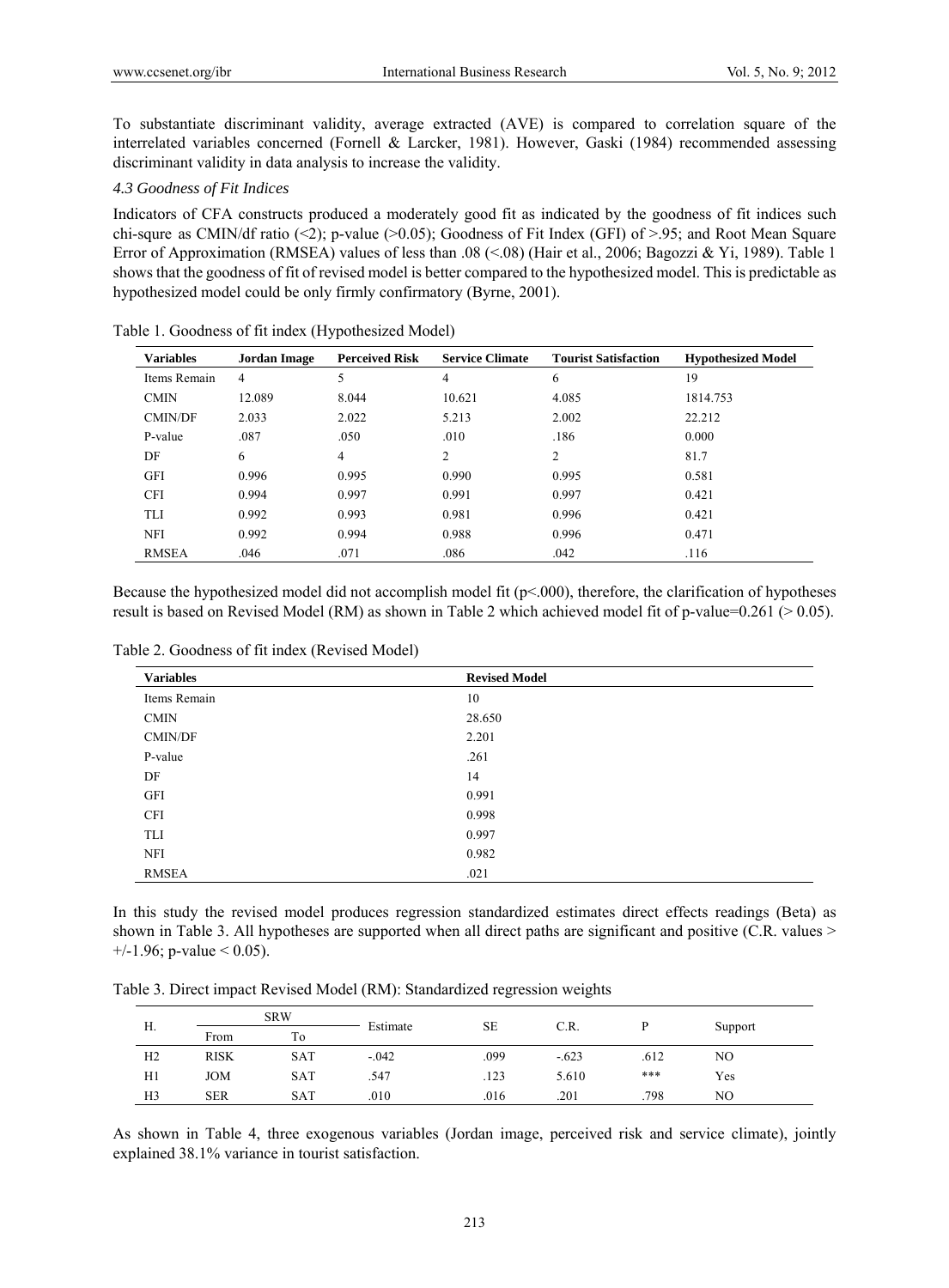To substantiate discriminant validity, average extracted (AVE) is compared to correlation square of the interrelated variables concerned (Fornell & Larcker, 1981). However, Gaski (1984) recommended assessing discriminant validity in data analysis to increase the validity.

### *4.3 Goodness of Fit Indices*

Indicators of CFA constructs produced a moderately good fit as indicated by the goodness of fit indices such chi-squre as CMIN/df ratio (<2); p-value (>0.05); Goodness of Fit Index (GFI) of >.95; and Root Mean Square Error of Approximation (RMSEA) values of less than .08 (<.08) (Hair et al., 2006; Bagozzi & Yi, 1989). Table 1 shows that the goodness of fit of revised model is better compared to the hypothesized model. This is predictable as hypothesized model could be only firmly confirmatory (Byrne, 2001).

Table 1. Goodness of fit index (Hypothesized Model)

| Variables | Jordan Image | Perceived Risk | Service Climate | Tourist Satisfaction | Hypothesized Model |
|---|---|---|---|---|---|
| Items Remain | 4 | 5 | 4 | 6 | 19 |
| CMIN | 12.089 | 8.044 | 10.621 | 4.085 | 1814.753 |
| CMIN/DF | 2.033 | 2.022 | 5.213 | 2.002 | 22.212 |
| P-value | .087 | .050 | .010 | .186 | 0.000 |
| DF | 6 | 4 | 2 | 2 | 81.7 |
| GFI | 0.996 | 0.995 | 0.990 | 0.995 | 0.581 |
| CFI | 0.994 | 0.997 | 0.991 | 0.997 | 0.421 |
| TLI | 0.992 | 0.993 | 0.981 | 0.996 | 0.421 |
| NFI | 0.992 | 0.994 | 0.988 | 0.996 | 0.471 |
| RMSEA | .046 | .071 | .086 | .042 | .116 |

Because the hypothesized model did not accomplish model fit (p<.000), therefore, the clarification of hypotheses result is based on Revised Model (RM) as shown in Table 2 which achieved model fit of p-value=0.261 (> 0.05).

Table 2. Goodness of fit index (Revised Model)

| Variables | Revised Model |
|---|---|
| Items Remain | 10 |
| CMIN | 28.650 |
| CMIN/DF | 2.201 |
| P-value | .261 |
| DF | 14 |
| GFI | 0.991 |
| CFI | 0.998 |
| TLI | 0.997 |
| NFI | 0.982 |
| RMSEA | .021 |

In this study the revised model produces regression standardized estimates direct effects readings (Beta) as shown in Table 3. All hypotheses are supported when all direct paths are significant and positive (C.R. values > +/-1.96; p-value < 0.05).

Table 3. Direct impact Revised Model (RM): Standardized regression weights

| H. | SRW | | Estimate | SE | C.R. | P | Support |
|---|---|---|---|---|---|---|---|
| | From | To | | | | | |
| H2 | RISK | SAT | -.042 | .099 | -.623 | .612 | NO |
| H1 | JOM | SAT | .547 | .123 | 5.610 | *** | Yes |
| H3 | SER | SAT | .010 | .016 | .201 | .798 | NO |

As shown in Table 4, three exogenous variables (Jordan image, perceived risk and service climate), jointly explained 38.1% variance in tourist satisfaction.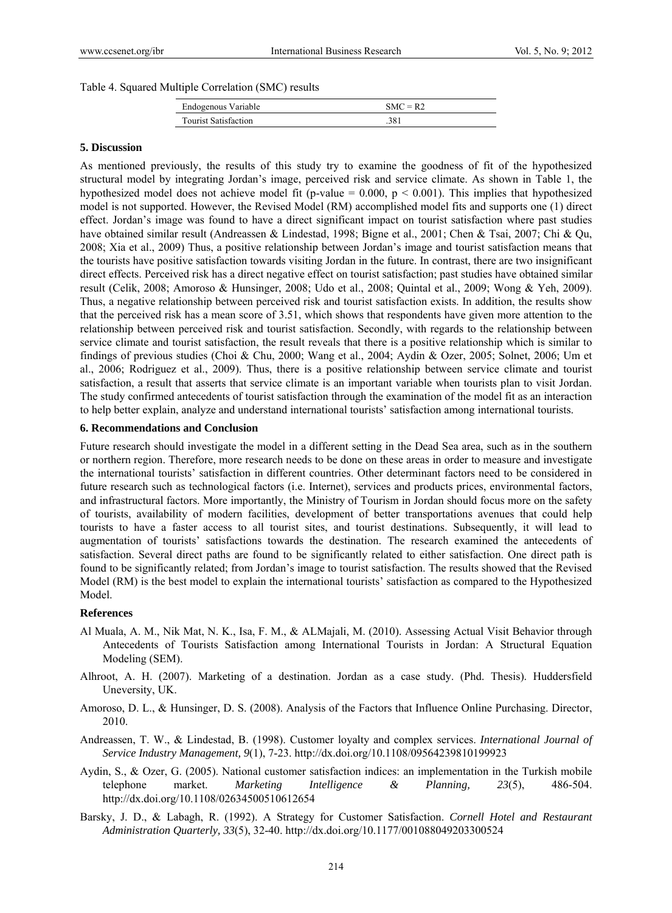Table 4. Squared Multiple Correlation (SMC) results

| Endogenous Variable | SMC = R2 |
| --- | --- |
| Tourist Satisfaction | .381 |

## 5. Discussion

As mentioned previously, the results of this study try to examine the goodness of fit of the hypothesized structural model by integrating Jordan's image, perceived risk and service climate. As shown in Table 1, the hypothesized model does not achieve model fit (p-value = 0.000, $p < 0.001$). This implies that hypothesized model is not supported. However, the Revised Model (RM) accomplished model fits and supports one (1) direct effect. Jordan's image was found to have a direct significant impact on tourist satisfaction where past studies have obtained similar result (Andreassen & Lindestad, 1998; Bigne et al., 2001; Chen & Tsai, 2007; Chi & Qu, 2008; Xia et al., 2009) Thus, a positive relationship between Jordan's image and tourist satisfaction means that the tourists have positive satisfaction towards visiting Jordan in the future. In contrast, there are two insignificant direct effects. Perceived risk has a direct negative effect on tourist satisfaction; past studies have obtained similar result (Celik, 2008; Amoroso & Hunsinger, 2008; Udo et al., 2008; Quintal et al., 2009; Wong & Yeh, 2009). Thus, a negative relationship between perceived risk and tourist satisfaction exists. In addition, the results show that the perceived risk has a mean score of 3.51, which shows that respondents have given more attention to the relationship between perceived risk and tourist satisfaction. Secondly, with regards to the relationship between service climate and tourist satisfaction, the result reveals that there is a positive relationship which is similar to findings of previous studies (Choi & Chu, 2000; Wang et al., 2004; Aydin & Ozer, 2005; Solnet, 2006; Um et al., 2006; Rodriguez et al., 2009). Thus, there is a positive relationship between service climate and tourist satisfaction, a result that asserts that service climate is an important variable when tourists plan to visit Jordan. The study confirmed antecedents of tourist satisfaction through the examination of the model fit as an interaction to help better explain, analyze and understand international tourists' satisfaction among international tourists.

## 6. Recommendations and Conclusion

Future research should investigate the model in a different setting in the Dead Sea area, such as in the southern or northern region. Therefore, more research needs to be done on these areas in order to measure and investigate the international tourists' satisfaction in different countries. Other determinant factors need to be considered in future research such as technological factors (i.e. Internet), services and products prices, environmental factors, and infrastructural factors. More importantly, the Ministry of Tourism in Jordan should focus more on the safety of tourists, availability of modern facilities, development of better transportations avenues that could help tourists to have a faster access to all tourist sites, and tourist destinations. Subsequently, it will lead to augmentation of tourists' satisfactions towards the destination. The research examined the antecedents of satisfaction. Several direct paths are found to be significantly related to either satisfaction. One direct path is found to be significantly related; from Jordan's image to tourist satisfaction. The results showed that the Revised Model (RM) is the best model to explain the international tourists' satisfaction as compared to the Hypothesized Model.

## References

Al Muala, A. M., Nik Mat, N. K., Isa, F. M., & ALMajali, M. (2010). Assessing Actual Visit Behavior through Antecedents of Tourists Satisfaction among International Tourists in Jordan: A Structural Equation Modeling (SEM).

Alhroot, A. H. (2007). Marketing of a destination. Jordan as a case study. (Phd. Thesis). Huddersfield Uneversity, UK.

Amoroso, D. L., & Hunsinger, D. S. (2008). Analysis of the Factors that Influence Online Purchasing. Director, 2010.

Andreassen, T. W., & Lindestad, B. (1998). Customer loyalty and complex services. *International Journal of Service Industry Management, 9*(1), 7-23. http://dx.doi.org/10.1108/09564239810199923

Aydin, S., & Ozer, G. (2005). National customer satisfaction indices: an implementation in the Turkish mobile telephone market. *Marketing Intelligence & Planning, 23*(5), 486-504. http://dx.doi.org/10.1108/02634500510612654

Barsky, J. D., & Labagh, R. (1992). A Strategy for Customer Satisfaction. *Cornell Hotel and Restaurant Administration Quarterly, 33*(5), 32-40. http://dx.doi.org/10.1177/001088049203300524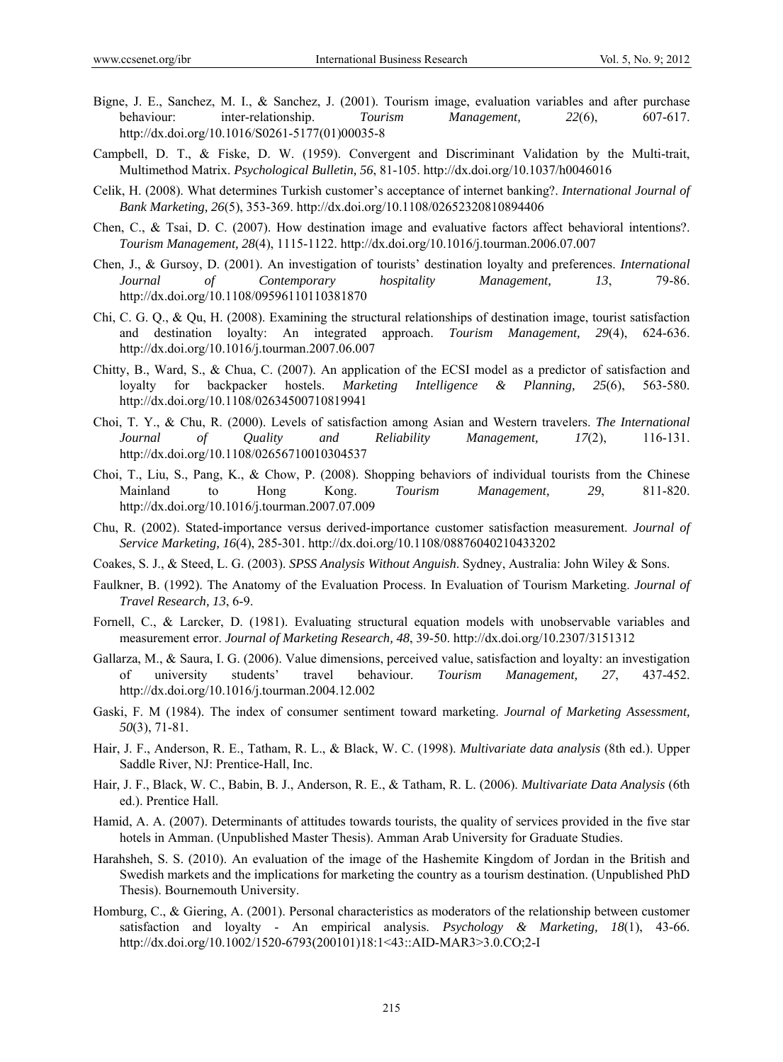Bigne, J. E., Sanchez, M. I., & Sanchez, J. (2001). Tourism image, evaluation variables and after purchase behaviour: inter-relationship. *Tourism Management, 22*(6), 607-617. http://dx.doi.org/10.1016/S0261-5177(01)00035-8

Campbell, D. T., & Fiske, D. W. (1959). Convergent and Discriminant Validation by the Multi-trait, Multimethod Matrix. *Psychological Bulletin, 56*, 81-105. http://dx.doi.org/10.1037/h0046016

Celik, H. (2008). What determines Turkish customer's acceptance of internet banking?. *International Journal of Bank Marketing, 26*(5), 353-369. http://dx.doi.org/10.1108/02652320810894406

Chen, C., & Tsai, D. C. (2007). How destination image and evaluative factors affect behavioral intentions?. *Tourism Management, 28*(4), 1115-1122. http://dx.doi.org/10.1016/j.tourman.2006.07.007

Chen, J., & Gursoy, D. (2001). An investigation of tourists' destination loyalty and preferences. *International Journal of Contemporary hospitality Management, 13*, 79-86. http://dx.doi.org/10.1108/09596110110381870

Chi, C. G. Q., & Qu, H. (2008). Examining the structural relationships of destination image, tourist satisfaction and destination loyalty: An integrated approach. *Tourism Management, 29*(4), 624-636. http://dx.doi.org/10.1016/j.tourman.2007.06.007

Chitty, B., Ward, S., & Chua, C. (2007). An application of the ECSI model as a predictor of satisfaction and loyalty for backpacker hostels. *Marketing Intelligence & Planning, 25*(6), 563-580. http://dx.doi.org/10.1108/02634500710819941

Choi, T. Y., & Chu, R. (2000). Levels of satisfaction among Asian and Western travelers. *The International Journal of Quality and Reliability Management, 17*(2), 116-131. http://dx.doi.org/10.1108/02656710010304537

Choi, T., Liu, S., Pang, K., & Chow, P. (2008). Shopping behaviors of individual tourists from the Chinese Mainland to Hong Kong. *Tourism Management, 29*, 811-820. http://dx.doi.org/10.1016/j.tourman.2007.07.009

Chu, R. (2002). Stated-importance versus derived-importance customer satisfaction measurement. *Journal of Service Marketing, 16*(4), 285-301. http://dx.doi.org/10.1108/08876040210433202

Coakes, S. J., & Steed, L. G. (2003). *SPSS Analysis Without Anguish*. Sydney, Australia: John Wiley & Sons.

Faulkner, B. (1992). The Anatomy of the Evaluation Process. In Evaluation of Tourism Marketing. *Journal of Travel Research, 13*, 6-9.

Fornell, C., & Larcker, D. (1981). Evaluating structural equation models with unobservable variables and measurement error. *Journal of Marketing Research, 48*, 39-50. http://dx.doi.org/10.2307/3151312

Gallarza, M., & Saura, I. G. (2006). Value dimensions, perceived value, satisfaction and loyalty: an investigation of university students' travel behaviour. *Tourism Management, 27*, 437-452. http://dx.doi.org/10.1016/j.tourman.2004.12.002

Gaski, F. M (1984). The index of consumer sentiment toward marketing. *Journal of Marketing Assessment, 50*(3), 71-81.

Hair, J. F., Anderson, R. E., Tatham, R. L., & Black, W. C. (1998). *Multivariate data analysis* (8th ed.). Upper Saddle River, NJ: Prentice-Hall, Inc.

Hair, J. F., Black, W. C., Babin, B. J., Anderson, R. E., & Tatham, R. L. (2006). *Multivariate Data Analysis* (6th ed.). Prentice Hall.

Hamid, A. A. (2007). Determinants of attitudes towards tourists, the quality of services provided in the five star hotels in Amman. (Unpublished Master Thesis). Amman Arab University for Graduate Studies.

Harahsheh, S. S. (2010). An evaluation of the image of the Hashemite Kingdom of Jordan in the British and Swedish markets and the implications for marketing the country as a tourism destination. (Unpublished PhD Thesis). Bournemouth University.

Homburg, C., & Giering, A. (2001). Personal characteristics as moderators of the relationship between customer satisfaction and loyalty - An empirical analysis. *Psychology & Marketing, 18*(1), 43-66. http://dx.doi.org/10.1002/1520-6793(200101)18:1<43::AID-MAR3>3.0.CO;2-I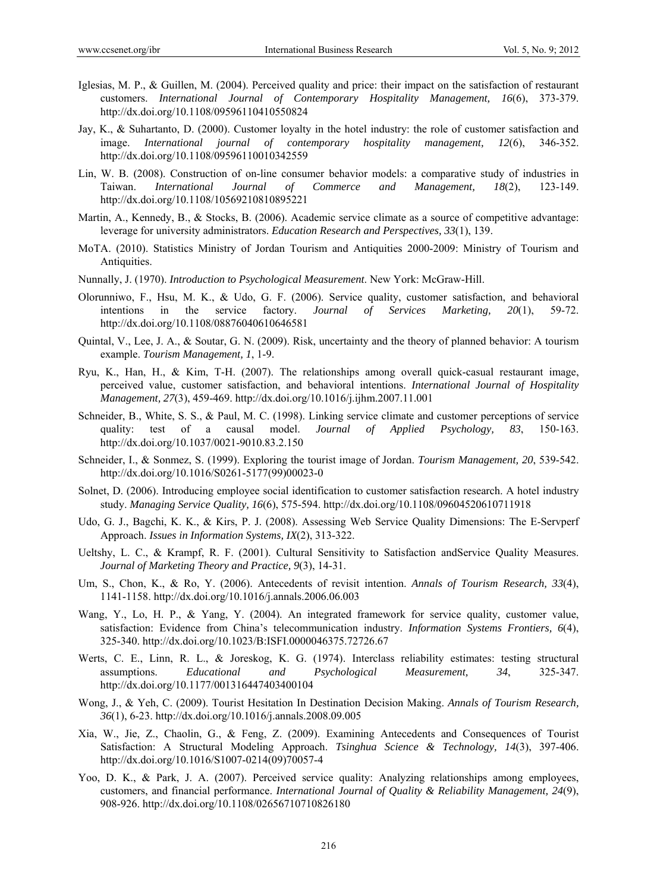Iglesias, M. P., & Guillen, M. (2004). Perceived quality and price: their impact on the satisfaction of restaurant customers. *International Journal of Contemporary Hospitality Management, 16*(6), 373-379. http://dx.doi.org/10.1108/09596110410550824

Jay, K., & Suhartanto, D. (2000). Customer loyalty in the hotel industry: the role of customer satisfaction and image. *International journal of contemporary hospitality management, 12*(6), 346-352. http://dx.doi.org/10.1108/09596110010342559

Lin, W. B. (2008). Construction of on-line consumer behavior models: a comparative study of industries in Taiwan. *International Journal of Commerce and Management, 18*(2), 123-149. http://dx.doi.org/10.1108/10569210810895221

Martin, A., Kennedy, B., & Stocks, B. (2006). Academic service climate as a source of competitive advantage: leverage for university administrators. *Education Research and Perspectives, 33*(1), 139.

MoTA. (2010). Statistics Ministry of Jordan Tourism and Antiquities 2000-2009: Ministry of Tourism and Antiquities.

Nunnally, J. (1970). *Introduction to Psychological Measurement*. New York: McGraw-Hill.

Olorunniwo, F., Hsu, M. K., & Udo, G. F. (2006). Service quality, customer satisfaction, and behavioral intentions in the service factory. *Journal of Services Marketing, 20*(1), 59-72. http://dx.doi.org/10.1108/08876040610646581

Quintal, V., Lee, J. A., & Soutar, G. N. (2009). Risk, uncertainty and the theory of planned behavior: A tourism example. *Tourism Management, 1*, 1-9.

Ryu, K., Han, H., & Kim, T-H. (2007). The relationships among overall quick-casual restaurant image, perceived value, customer satisfaction, and behavioral intentions. *International Journal of Hospitality Management, 27*(3), 459-469. http://dx.doi.org/10.1016/j.ijhm.2007.11.001

Schneider, B., White, S. S., & Paul, M. C. (1998). Linking service climate and customer perceptions of service quality: test of a causal model. *Journal of Applied Psychology, 83*, 150-163. http://dx.doi.org/10.1037/0021-9010.83.2.150

Schneider, I., & Sonmez, S. (1999). Exploring the tourist image of Jordan. *Tourism Management, 20*, 539-542. http://dx.doi.org/10.1016/S0261-5177(99)00023-0

Solnet, D. (2006). Introducing employee social identification to customer satisfaction research. A hotel industry study. *Managing Service Quality, 16*(6), 575-594. http://dx.doi.org/10.1108/09604520610711918

Udo, G. J., Bagchi, K. K., & Kirs, P. J. (2008). Assessing Web Service Quality Dimensions: The E-Servperf Approach. *Issues in Information Systems, IX*(2), 313-322.

Ueltshy, L. C., & Krampf, R. F. (2001). Cultural Sensitivity to Satisfaction andService Quality Measures. *Journal of Marketing Theory and Practice, 9*(3), 14-31.

Um, S., Chon, K., & Ro, Y. (2006). Antecedents of revisit intention. *Annals of Tourism Research, 33*(4), 1141-1158. http://dx.doi.org/10.1016/j.annals.2006.06.003

Wang, Y., Lo, H. P., & Yang, Y. (2004). An integrated framework for service quality, customer value, satisfaction: Evidence from China's telecommunication industry. *Information Systems Frontiers, 6*(4), 325-340. http://dx.doi.org/10.1023/B:ISFI.0000046375.72726.67

Werts, C. E., Linn, R. L., & Joreskog, K. G. (1974). Interclass reliability estimates: testing structural assumptions. *Educational and Psychological Measurement, 34*, 325-347. http://dx.doi.org/10.1177/001316447403400104

Wong, J., & Yeh, C. (2009). Tourist Hesitation In Destination Decision Making. *Annals of Tourism Research, 36*(1), 6-23. http://dx.doi.org/10.1016/j.annals.2008.09.005

Xia, W., Jie, Z., Chaolin, G., & Feng, Z. (2009). Examining Antecedents and Consequences of Tourist Satisfaction: A Structural Modeling Approach. *Tsinghua Science & Technology, 14*(3), 397-406. http://dx.doi.org/10.1016/S1007-0214(09)70057-4

Yoo, D. K., & Park, J. A. (2007). Perceived service quality: Analyzing relationships among employees, customers, and financial performance. *International Journal of Quality & Reliability Management, 24*(9), 908-926. http://dx.doi.org/10.1108/02656710710826180